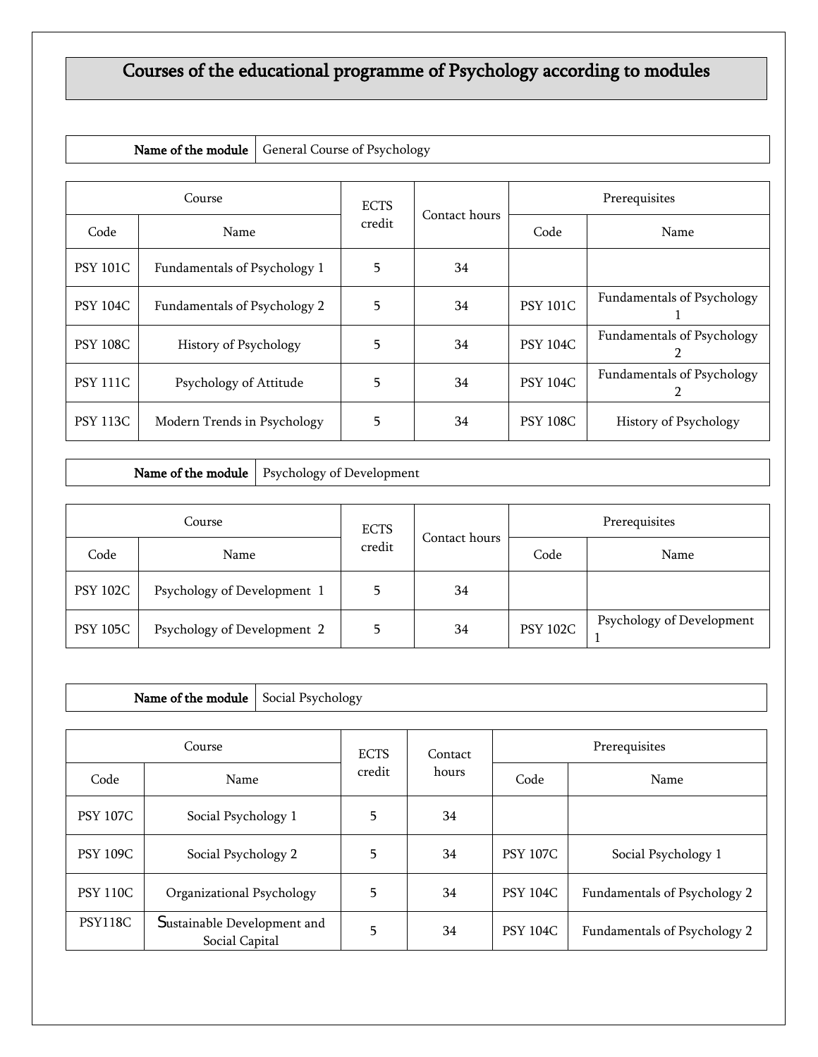# Courses of the educational programme of Psychology according to modules

| **Name of the module** | General Course of Psychology |
|---|---|

| Course | | ECTS credit | Contact hours | Prerequisites | |
|---|---|---|---|---|---|
| Code | Name | | | Code | Name |
| PSY 101C | Fundamentals of Psychology 1 | 5 | 34 | | |
| PSY 104C | Fundamentals of Psychology 2 | 5 | 34 | PSY 101C | Fundamentals of Psychology 1 |
| PSY 108C | History of Psychology | 5 | 34 | PSY 104C | Fundamentals of Psychology 2 |
| PSY 111C | Psychology of Attitude | 5 | 34 | PSY 104C | Fundamentals of Psychology 2 |
| PSY 113C | Modern Trends in Psychology | 5 | 34 | PSY 108C | History of Psychology |

| **Name of the module** | Psychology of Development |
|---|---|

| Course | | ECTS credit | Contact hours | Prerequisites | |
|---|---|---|---|---|---|
| Code | Name | | | Code | Name |
| PSY 102C | Psychology of Development 1 | 5 | 34 | | |
| PSY 105C | Psychology of Development 2 | 5 | 34 | PSY 102C | Psychology of Development 1 |

| **Name of the module** | Social Psychology |
|---|---|

| Course | | ECTS credit | Contact hours | Prerequisites | |
|---|---|---|---|---|---|
| Code | Name | | | Code | Name |
| PSY 107C | Social Psychology 1 | 5 | 34 | | |
| PSY 109C | Social Psychology 2 | 5 | 34 | PSY 107C | Social Psychology 1 |
| PSY 110C | Organizational Psychology | 5 | 34 | PSY 104C | Fundamentals of Psychology 2 |
| PSY118C | Sustainable Development and Social Capital | 5 | 34 | PSY 104C | Fundamentals of Psychology 2 |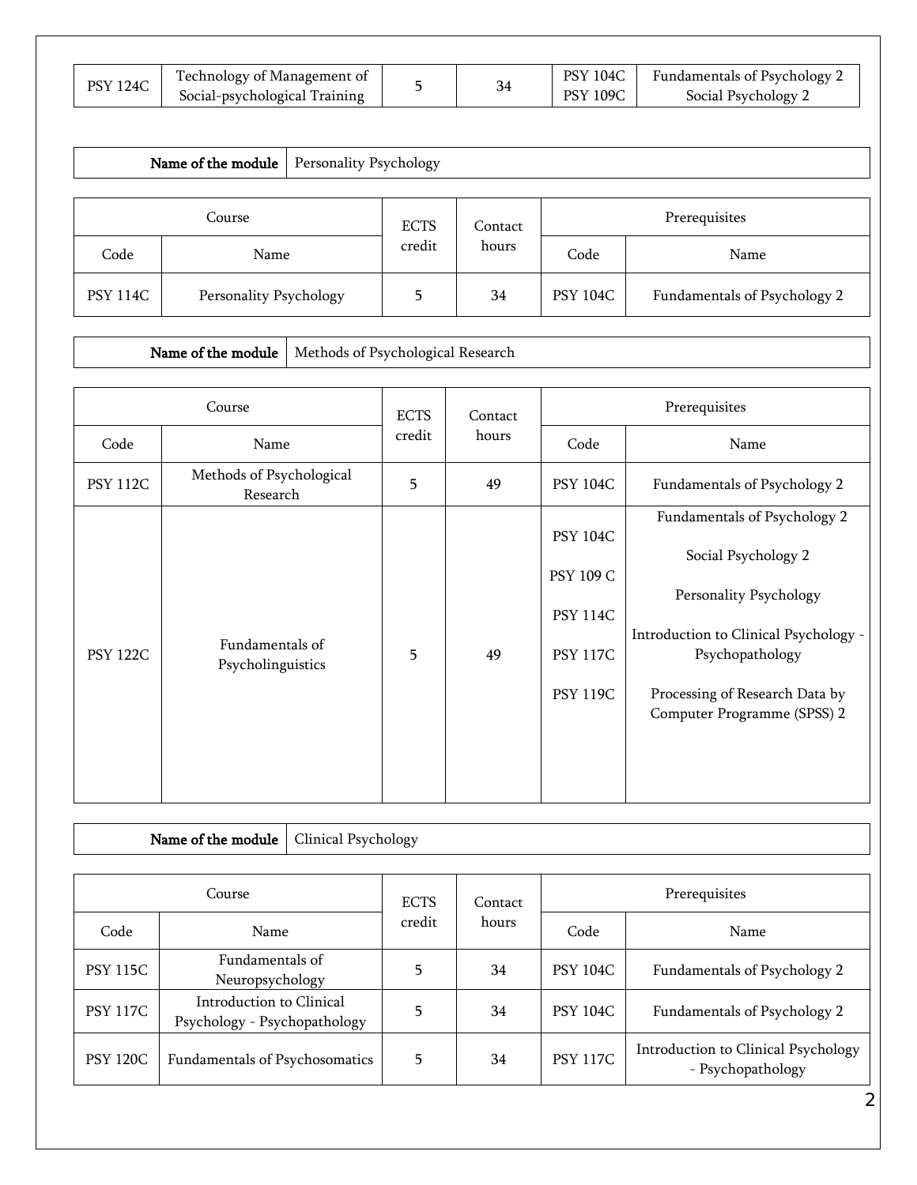| PSY 124C | Technology of Management of Social-psychological Training | 5 | 34 | PSY 104C<br>PSY 109C | Fundamentals of Psychology 2<br>Social Psychology 2 |
|---|---|---|---|---|---|

| **Name of the module** | Personality Psychology |
|---|---|

| Course | | ECTS credit | Contact hours | Prerequisites | |
|---|---|---|---|---|---|
| Code | Name | | | Code | Name |
| PSY 114C | Personality Psychology | 5 | 34 | PSY 104C | Fundamentals of Psychology 2 |

| **Name of the module** | Methods of Psychological Research |
|---|---|

| Course | | ECTS credit | Contact hours | Prerequisites | |
|---|---|---|---|---|---|
| Code | Name | | | Code | Name |
| PSY 112C | Methods of Psychological Research | 5 | 49 | PSY 104C | Fundamentals of Psychology 2 |
| PSY 122C | Fundamentals of Psycholinguistics | 5 | 49 | PSY 104C<br>PSY 109 C<br>PSY 114C<br>PSY 117C<br>PSY 119C | Fundamentals of Psychology 2<br>Social Psychology 2<br>Personality Psychology<br>Introduction to Clinical Psychology - Psychopathology<br>Processing of Research Data by Computer Programme (SPSS) 2 |

| **Name of the module** | Clinical Psychology |
|---|---|

| Course | | ECTS credit | Contact hours | Prerequisites | |
|---|---|---|---|---|---|
| Code | Name | | | Code | Name |
| PSY 115C | Fundamentals of Neuropsychology | 5 | 34 | PSY 104C | Fundamentals of Psychology 2 |
| PSY 117C | Introduction to Clinical Psychology - Psychopathology | 5 | 34 | PSY 104C | Fundamentals of Psychology 2 |
| PSY 120C | Fundamentals of Psychosomatics | 5 | 34 | PSY 117C | Introduction to Clinical Psychology - Psychopathology |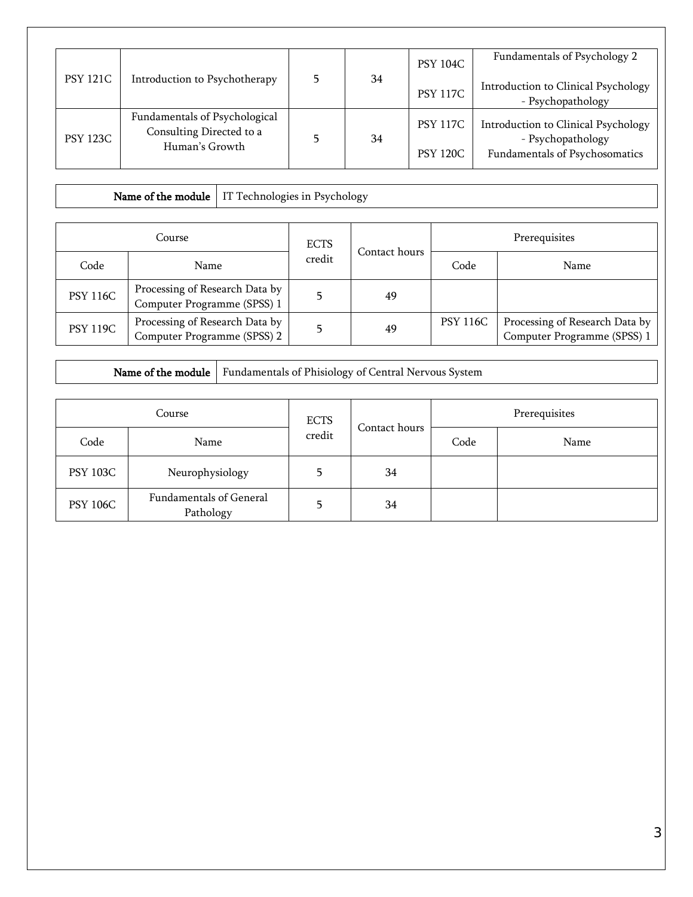| | | | | | |
|---|---|---|---|---|---|
| PSY 121C | Introduction to Psychotherapy | 5 | 34 | PSY 104C<br>PSY 117C | Fundamentals of Psychology 2<br>Introduction to Clinical Psychology - Psychopathology |
| PSY 123C | Fundamentals of Psychological Consulting Directed to a Human's Growth | 5 | 34 | PSY 117C<br>PSY 120C | Introduction to Clinical Psychology - Psychopathology<br>Fundamentals of Psychosomatics |

| **Name of the module** | IT Technologies in Psychology |
|---|---|

| Course | | ECTS credit | Contact hours | Prerequisites | |
|---|---|---|---|---|---|
| Code | Name | | | Code | Name |
| PSY 116C | Processing of Research Data by Computer Programme (SPSS) 1 | 5 | 49 | | |
| PSY 119C | Processing of Research Data by Computer Programme (SPSS) 2 | 5 | 49 | PSY 116C | Processing of Research Data by Computer Programme (SPSS) 1 |

| **Name of the module** | Fundamentals of Phisiology of Central Nervous System |
|---|---|

| Course | | ECTS credit | Contact hours | Prerequisites | |
|---|---|---|---|---|---|
| Code | Name | | | Code | Name |
| PSY 103C | Neurophysiology | 5 | 34 | | |
| PSY 106C | Fundamentals of General Pathology | 5 | 34 | | |